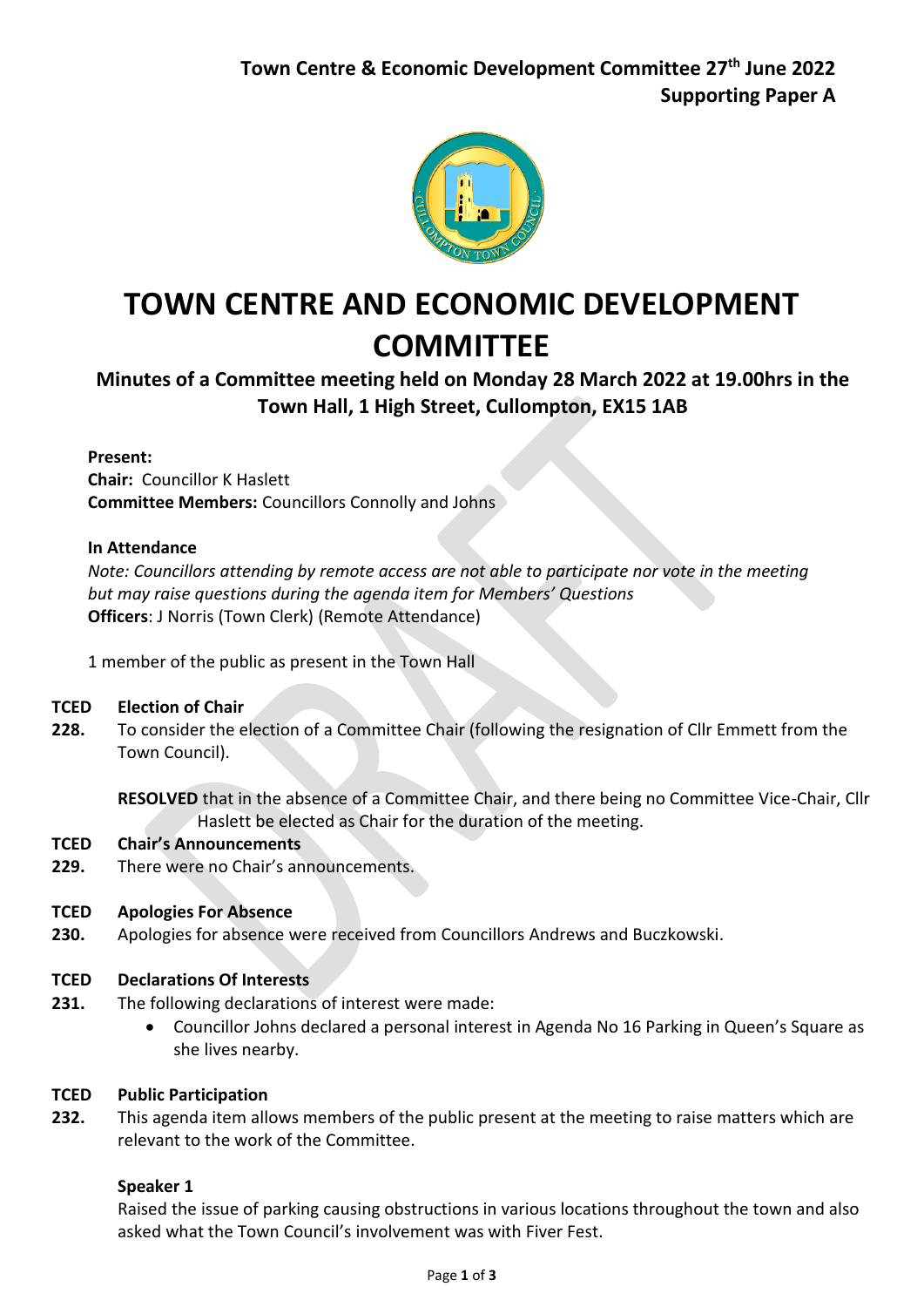**Town Centre & Economic Development Committee 27th June 2022**
**Supporting Paper A**

# TOWN CENTRE AND ECONOMIC DEVELOPMENT COMMITTEE

## Minutes of a Committee meeting held on Monday 28 March 2022 at 19.00hrs in the Town Hall, 1 High Street, Cullompton, EX15 1AB

**Present:**
**Chair:** Councillor K Haslett
**Committee Members:** Councillors Connolly and Johns

**In Attendance**
*Note: Councillors attending by remote access are not able to participate nor vote in the meeting but may raise questions during the agenda item for Members' Questions*
**Officers**: J Norris (Town Clerk) (Remote Attendance)

1 member of the public as present in the Town Hall

**TCED 228. Election of Chair**

To consider the election of a Committee Chair (following the resignation of Cllr Emmett from the Town Council).

**RESOLVED** that in the absence of a Committee Chair, and there being no Committee Vice-Chair, Cllr Haslett be elected as Chair for the duration of the meeting.

**TCED 229. Chair's Announcements**

There were no Chair's announcements.

**TCED 230. Apologies For Absence**

Apologies for absence were received from Councillors Andrews and Buczkowski.

**TCED 231. Declarations Of Interests**

The following declarations of interest were made:

- Councillor Johns declared a personal interest in Agenda No 16 Parking in Queen's Square as she lives nearby.

**TCED 232. Public Participation**

This agenda item allows members of the public present at the meeting to raise matters which are relevant to the work of the Committee.

**Speaker 1**

Raised the issue of parking causing obstructions in various locations throughout the town and also asked what the Town Council's involvement was with Fiver Fest.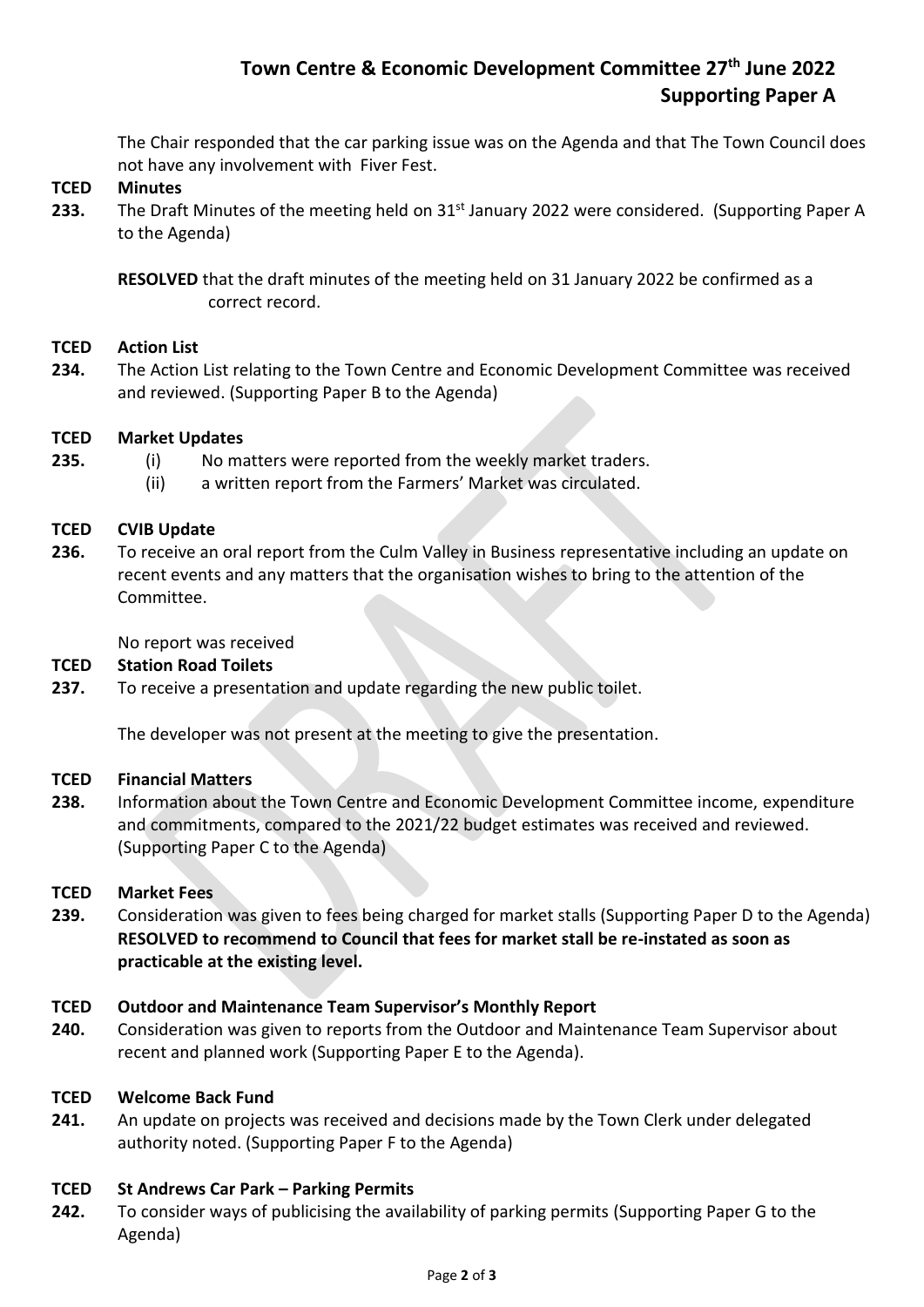The Chair responded that the car parking issue was on the Agenda and that The Town Council does not have any involvement with Fiver Fest.

**TCED 233. Minutes**

The Draft Minutes of the meeting held on 31st January 2022 were considered. (Supporting Paper A to the Agenda)

**RESOLVED** that the draft minutes of the meeting held on 31 January 2022 be confirmed as a correct record.

**TCED 234. Action List**

The Action List relating to the Town Centre and Economic Development Committee was received and reviewed. (Supporting Paper B to the Agenda)

**TCED 235. Market Updates**

(i) No matters were reported from the weekly market traders.
(ii) a written report from the Farmers' Market was circulated.

**TCED 236. CVIB Update**

To receive an oral report from the Culm Valley in Business representative including an update on recent events and any matters that the organisation wishes to bring to the attention of the Committee.

No report was received

**TCED 237. Station Road Toilets**

To receive a presentation and update regarding the new public toilet.

The developer was not present at the meeting to give the presentation.

**TCED 238. Financial Matters**

Information about the Town Centre and Economic Development Committee income, expenditure and commitments, compared to the 2021/22 budget estimates was received and reviewed. (Supporting Paper C to the Agenda)

**TCED 239. Market Fees**

Consideration was given to fees being charged for market stalls (Supporting Paper D to the Agenda)
**RESOLVED to recommend to Council that fees for market stall be re-instated as soon as practicable at the existing level.**

**TCED 240. Outdoor and Maintenance Team Supervisor's Monthly Report**

Consideration was given to reports from the Outdoor and Maintenance Team Supervisor about recent and planned work (Supporting Paper E to the Agenda).

**TCED 241. Welcome Back Fund**

An update on projects was received and decisions made by the Town Clerk under delegated authority noted. (Supporting Paper F to the Agenda)

**TCED 242. St Andrews Car Park – Parking Permits**

To consider ways of publicising the availability of parking permits (Supporting Paper G to the Agenda)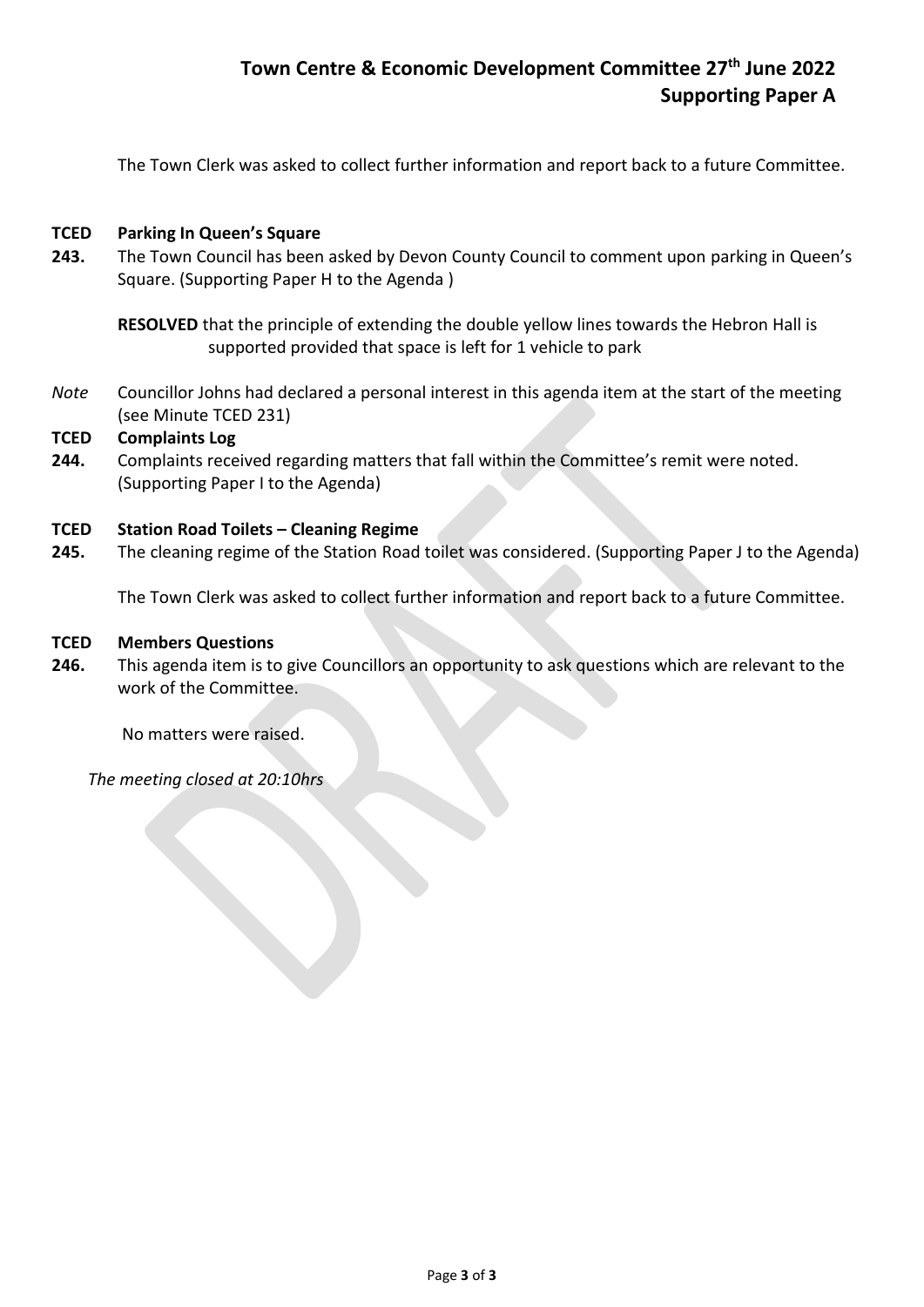The Town Clerk was asked to collect further information and report back to a future Committee.

**TCED 243. Parking In Queen's Square**

The Town Council has been asked by Devon County Council to comment upon parking in Queen's Square. (Supporting Paper H to the Agenda )

**RESOLVED** that the principle of extending the double yellow lines towards the Hebron Hall is supported provided that space is left for 1 vehicle to park

*Note* Councillor Johns had declared a personal interest in this agenda item at the start of the meeting (see Minute TCED 231)

**TCED 244. Complaints Log**

Complaints received regarding matters that fall within the Committee's remit were noted. (Supporting Paper I to the Agenda)

**TCED 245. Station Road Toilets – Cleaning Regime**

The cleaning regime of the Station Road toilet was considered. (Supporting Paper J to the Agenda)

The Town Clerk was asked to collect further information and report back to a future Committee.

**TCED 246. Members Questions**

This agenda item is to give Councillors an opportunity to ask questions which are relevant to the work of the Committee.

No matters were raised.

*The meeting closed at 20:10hrs*